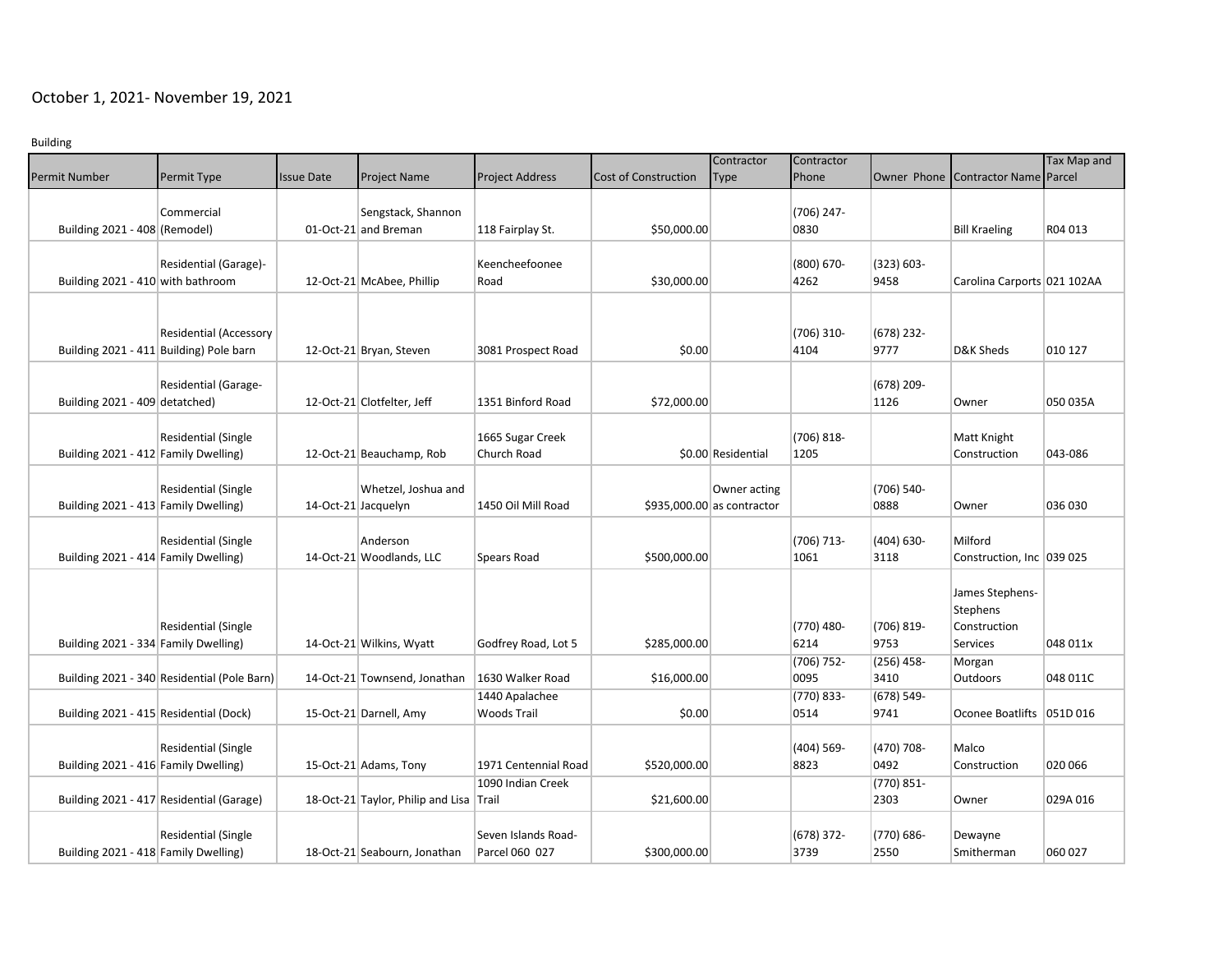October 1, 2021- November 19, 2021

Building

| Permit Number | Permit Type | Issue Date | Project Name | Project Address | Cost of Construction | Contractor Type | Contractor Phone | Owner Phone | Contractor Name | Tax Map and Parcel |
|---|---|---|---|---|---|---|---|---|---|---|
| Building 2021 - 408 | Commercial (Remodel) | 01-Oct-21 | Sengstack, Shannon and Breman | 118 Fairplay St. | $50,000.00 | | (706) 247-0830 | | Bill Kraeling | R04 013 |
| Building 2021 - 410 | Residential (Garage)- with bathroom | 12-Oct-21 | McAbee, Phillip | Keencheefoonee Road | $30,000.00 | | (800) 670-4262 | (323) 603-9458 | Carolina Carports | 021 102AA |
| Building 2021 - 411 | Residential (Accessory Building) Pole barn | 12-Oct-21 | Bryan, Steven | 3081 Prospect Road | $0.00 | | (706) 310-4104 | (678) 232-9777 | D&K Sheds | 010 127 |
| Building 2021 - 409 | Residential (Garage-detatched) | 12-Oct-21 | Clotfelter, Jeff | 1351 Binford Road | $72,000.00 | | | (678) 209-1126 | Owner | 050 035A |
| Building 2021 - 412 | Residential (Single Family Dwelling) | 12-Oct-21 | Beauchamp, Rob | 1665 Sugar Creek Church Road | $0.00 | Residential | (706) 818-1205 | | Matt Knight Construction | 043-086 |
| Building 2021 - 413 | Residential (Single Family Dwelling) | 14-Oct-21 | Whetzel, Joshua and Jacquelyn | 1450 Oil Mill Road | $935,000.00 | Owner acting as contractor | | (706) 540-0888 | Owner | 036 030 |
| Building 2021 - 414 | Residential (Single Family Dwelling) | 14-Oct-21 | Anderson Woodlands, LLC | Spears Road | $500,000.00 | | (706) 713-1061 | (404) 630-3118 | Milford Construction, Inc | 039 025 |
| Building 2021 - 334 | Residential (Single Family Dwelling) | 14-Oct-21 | Wilkins, Wyatt | Godfrey Road, Lot 5 | $285,000.00 | | (770) 480-6214 | (706) 819-9753 | James Stephens-Stephens Construction Services | 048 011x |
| Building 2021 - 340 | Residential (Pole Barn) | 14-Oct-21 | Townsend, Jonathan | 1630 Walker Road | $16,000.00 | | (706) 752-0095 | (256) 458-3410 | Morgan Outdoors | 048 011C |
| Building 2021 - 415 | Residential (Dock) | 15-Oct-21 | Darnell, Amy | 1440 Apalachee Woods Trail | $0.00 | | (770) 833-0514 | (678) 549-9741 | Oconee Boatlifts | 051D 016 |
| Building 2021 - 416 | Residential (Single Family Dwelling) | 15-Oct-21 | Adams, Tony | 1971 Centennial Road | $520,000.00 | | (404) 569-8823 | (470) 708-0492 | Malco Construction | 020 066 |
| Building 2021 - 417 | Residential (Garage) | 18-Oct-21 | Taylor, Philip and Lisa | 1090 Indian Creek Trail | $21,600.00 | | | (770) 851-2303 | Owner | 029A 016 |
| Building 2021 - 418 | Residential (Single Family Dwelling) | 18-Oct-21 | Seabourn, Jonathan | Seven Islands Road- Parcel 060 027 | $300,000.00 | | (678) 372-3739 | (770) 686-2550 | Dewayne Smitherman | 060 027 |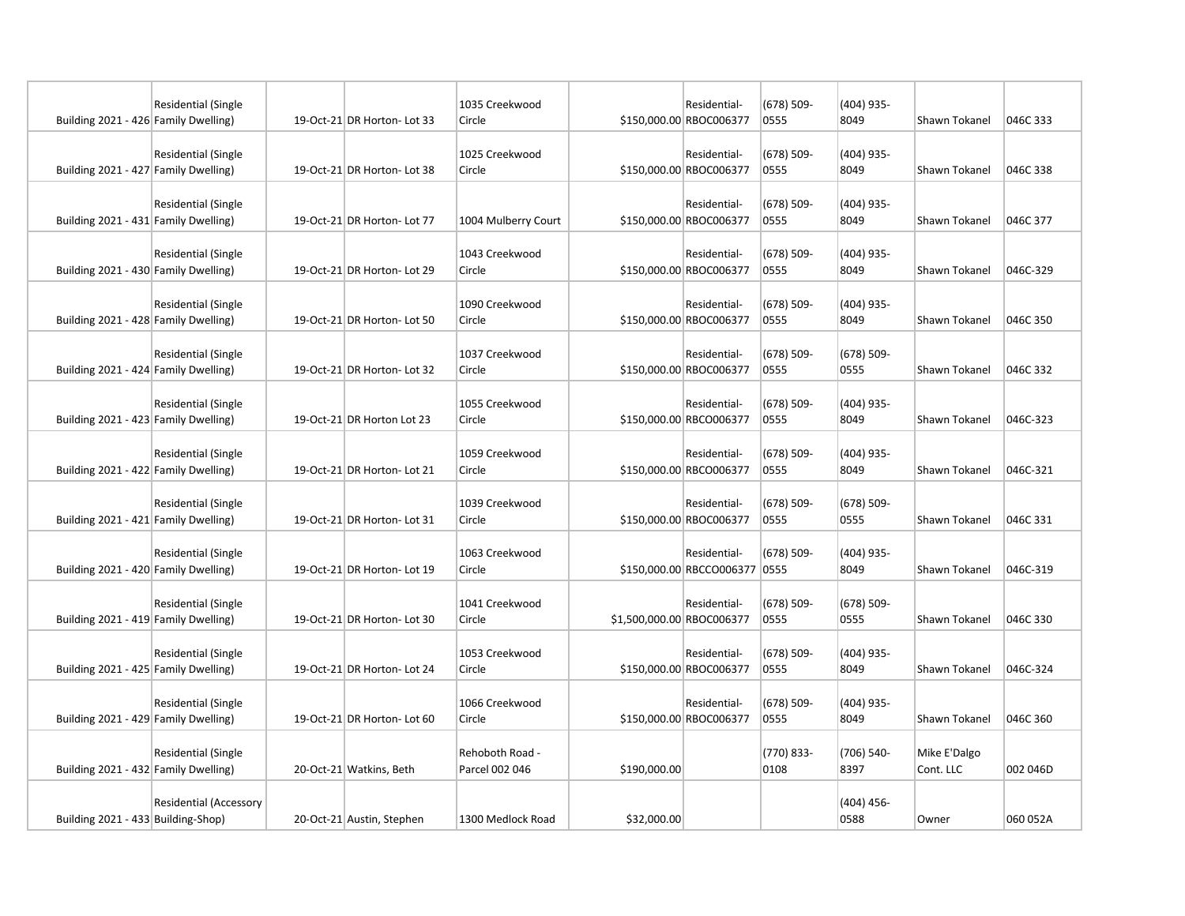| | | | | | | | | | | |
|---|---|---|---|---|---|---|---|---|---|---|
| Building | 2021 - 426 | Residential (Single Family Dwelling) | 19-Oct-21 | DR Horton- Lot 33 | 1035 Creekwood Circle | $150,000.00 | Residential- RBOC006377 | (678) 509-0555 | (404) 935-8049 | Shawn Tokanel | 046C 333 |
| Building | 2021 - 427 | Residential (Single Family Dwelling) | 19-Oct-21 | DR Horton- Lot 38 | 1025 Creekwood Circle | $150,000.00 | Residential- RBOC006377 | (678) 509-0555 | (404) 935-8049 | Shawn Tokanel | 046C 338 |
| Building | 2021 - 431 | Residential (Single Family Dwelling) | 19-Oct-21 | DR Horton- Lot 77 | 1004 Mulberry Court | $150,000.00 | Residential- RBOC006377 | (678) 509-0555 | (404) 935-8049 | Shawn Tokanel | 046C 377 |
| Building | 2021 - 430 | Residential (Single Family Dwelling) | 19-Oct-21 | DR Horton- Lot 29 | 1043 Creekwood Circle | $150,000.00 | Residential- RBOC006377 | (678) 509-0555 | (404) 935-8049 | Shawn Tokanel | 046C-329 |
| Building | 2021 - 428 | Residential (Single Family Dwelling) | 19-Oct-21 | DR Horton- Lot 50 | 1090 Creekwood Circle | $150,000.00 | Residential- RBOC006377 | (678) 509-0555 | (404) 935-8049 | Shawn Tokanel | 046C 350 |
| Building | 2021 - 424 | Residential (Single Family Dwelling) | 19-Oct-21 | DR Horton- Lot 32 | 1037 Creekwood Circle | $150,000.00 | Residential- RBOC006377 | (678) 509-0555 | (678) 509-0555 | Shawn Tokanel | 046C 332 |
| Building | 2021 - 423 | Residential (Single Family Dwelling) | 19-Oct-21 | DR Horton Lot 23 | 1055 Creekwood Circle | $150,000.00 | Residential- RBCO006377 | (678) 509-0555 | (404) 935-8049 | Shawn Tokanel | 046C-323 |
| Building | 2021 - 422 | Residential (Single Family Dwelling) | 19-Oct-21 | DR Horton- Lot 21 | 1059 Creekwood Circle | $150,000.00 | Residential- RBCO006377 | (678) 509-0555 | (404) 935-8049 | Shawn Tokanel | 046C-321 |
| Building | 2021 - 421 | Residential (Single Family Dwelling) | 19-Oct-21 | DR Horton- Lot 31 | 1039 Creekwood Circle | $150,000.00 | Residential- RBOC006377 | (678) 509-0555 | (678) 509-0555 | Shawn Tokanel | 046C 331 |
| Building | 2021 - 420 | Residential (Single Family Dwelling) | 19-Oct-21 | DR Horton- Lot 19 | 1063 Creekwood Circle | $150,000.00 | Residential- RBCCO006377 | (678) 509-0555 | (404) 935-8049 | Shawn Tokanel | 046C-319 |
| Building | 2021 - 419 | Residential (Single Family Dwelling) | 19-Oct-21 | DR Horton- Lot 30 | 1041 Creekwood Circle | $1,500,000.00 | Residential- RBOC006377 | (678) 509-0555 | (678) 509-0555 | Shawn Tokanel | 046C 330 |
| Building | 2021 - 425 | Residential (Single Family Dwelling) | 19-Oct-21 | DR Horton- Lot 24 | 1053 Creekwood Circle | $150,000.00 | Residential- RBOC006377 | (678) 509-0555 | (404) 935-8049 | Shawn Tokanel | 046C-324 |
| Building | 2021 - 429 | Residential (Single Family Dwelling) | 19-Oct-21 | DR Horton- Lot 60 | 1066 Creekwood Circle | $150,000.00 | Residential- RBOC006377 | (678) 509-0555 | (404) 935-8049 | Shawn Tokanel | 046C 360 |
| Building | 2021 - 432 | Residential (Single Family Dwelling) | 20-Oct-21 | Watkins, Beth | Rehoboth Road - Parcel 002 046 | $190,000.00 | | (770) 833-0108 | (706) 540-8397 | Mike E'Dalgo Cont. LLC | 002 046D |
| Building | 2021 - 433 | Residential (Accessory Building-Shop) | 20-Oct-21 | Austin, Stephen | 1300 Medlock Road | $32,000.00 | | | (404) 456-0588 | Owner | 060 052A |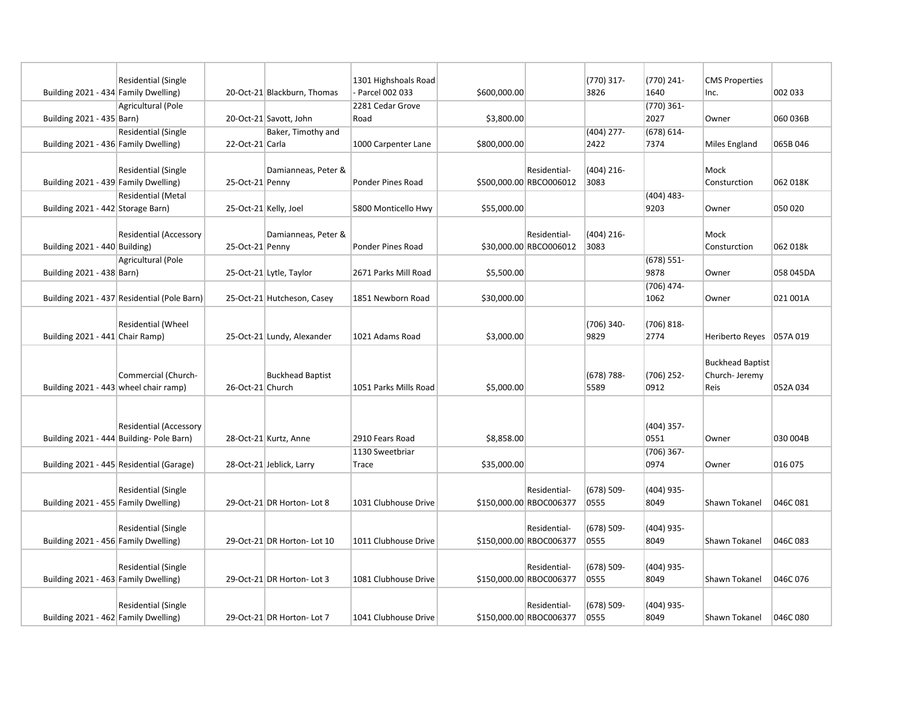| | | | | | | | | | | |
|---|---|---|---|---|---|---|---|---|---|---|
| Building 2021 - 434 | Residential (Single Family Dwelling) | 20-Oct-21 | Blackburn, Thomas | 1301 Highshoals Road - Parcel 002 033 | $600,000.00 | | (770) 317-3826 | (770) 241-1640 | CMS Properties Inc. | 002 033 |
| Building 2021 - 435 | Agricultural (Pole Barn) | 20-Oct-21 | Savott, John | 2281 Cedar Grove Road | $3,800.00 | | | (770) 361-2027 | Owner | 060 036B |
| Building 2021 - 436 | Residential (Single Family Dwelling) | 22-Oct-21 | Baker, Timothy and Carla | 1000 Carpenter Lane | $800,000.00 | | (404) 277-2422 | (678) 614-7374 | Miles England | 065B 046 |
| Building 2021 - 439 | Residential (Single Family Dwelling) | 25-Oct-21 | Damianneas, Peter & Penny | Ponder Pines Road | $500,000.00 | Residential-RBCO006012 | (404) 216-3083 | | Mock Consturction | 062 018K |
| Building 2021 - 442 | Residential (Metal Storage Barn) | 25-Oct-21 | Kelly, Joel | 5800 Monticello Hwy | $55,000.00 | | | (404) 483-9203 | Owner | 050 020 |
| Building 2021 - 440 | Residential (Accessory Building) | 25-Oct-21 | Damianneas, Peter & Penny | Ponder Pines Road | $30,000.00 | Residential-RBCO006012 | (404) 216-3083 | | Mock Consturction | 062 018k |
| Building 2021 - 438 | Agricultural (Pole Barn) | 25-Oct-21 | Lytle, Taylor | 2671 Parks Mill Road | $5,500.00 | | | (678) 551-9878 | Owner | 058 045DA |
| Building 2021 - 437 | Residential (Pole Barn) | 25-Oct-21 | Hutcheson, Casey | 1851 Newborn Road | $30,000.00 | | | (706) 474-1062 | Owner | 021 001A |
| Building 2021 - 441 | Residential (Wheel Chair Ramp) | 25-Oct-21 | Lundy, Alexander | 1021 Adams Road | $3,000.00 | | (706) 340-9829 | (706) 818-2774 | Heriberto Reyes | 057A 019 |
| Building 2021 - 443 | Commercial (Church-wheel chair ramp) | 26-Oct-21 | Buckhead Baptist Church | 1051 Parks Mills Road | $5,000.00 | | (678) 788-5589 | (706) 252-0912 | Buckhead Baptist Church- Jeremy Reis | 052A 034 |
| Building 2021 - 444 | Residential (Accessory Building- Pole Barn) | 28-Oct-21 | Kurtz, Anne | 2910 Fears Road | $8,858.00 | | | (404) 357-0551 | Owner | 030 004B |
| Building 2021 - 445 | Residential (Garage) | 28-Oct-21 | Jeblick, Larry | 1130 Sweetbriar Trace | $35,000.00 | | | (706) 367-0974 | Owner | 016 075 |
| Building 2021 - 455 | Residential (Single Family Dwelling) | 29-Oct-21 | DR Horton- Lot 8 | 1031 Clubhouse Drive | $150,000.00 | Residential-RBOC006377 | (678) 509-0555 | (404) 935-8049 | Shawn Tokanel | 046C 081 |
| Building 2021 - 456 | Residential (Single Family Dwelling) | 29-Oct-21 | DR Horton- Lot 10 | 1011 Clubhouse Drive | $150,000.00 | Residential-RBOC006377 | (678) 509-0555 | (404) 935-8049 | Shawn Tokanel | 046C 083 |
| Building 2021 - 463 | Residential (Single Family Dwelling) | 29-Oct-21 | DR Horton- Lot 3 | 1081 Clubhouse Drive | $150,000.00 | Residential-RBOC006377 | (678) 509-0555 | (404) 935-8049 | Shawn Tokanel | 046C 076 |
| Building 2021 - 462 | Residential (Single Family Dwelling) | 29-Oct-21 | DR Horton- Lot 7 | 1041 Clubhouse Drive | $150,000.00 | Residential-RBOC006377 | (678) 509-0555 | (404) 935-8049 | Shawn Tokanel | 046C 080 |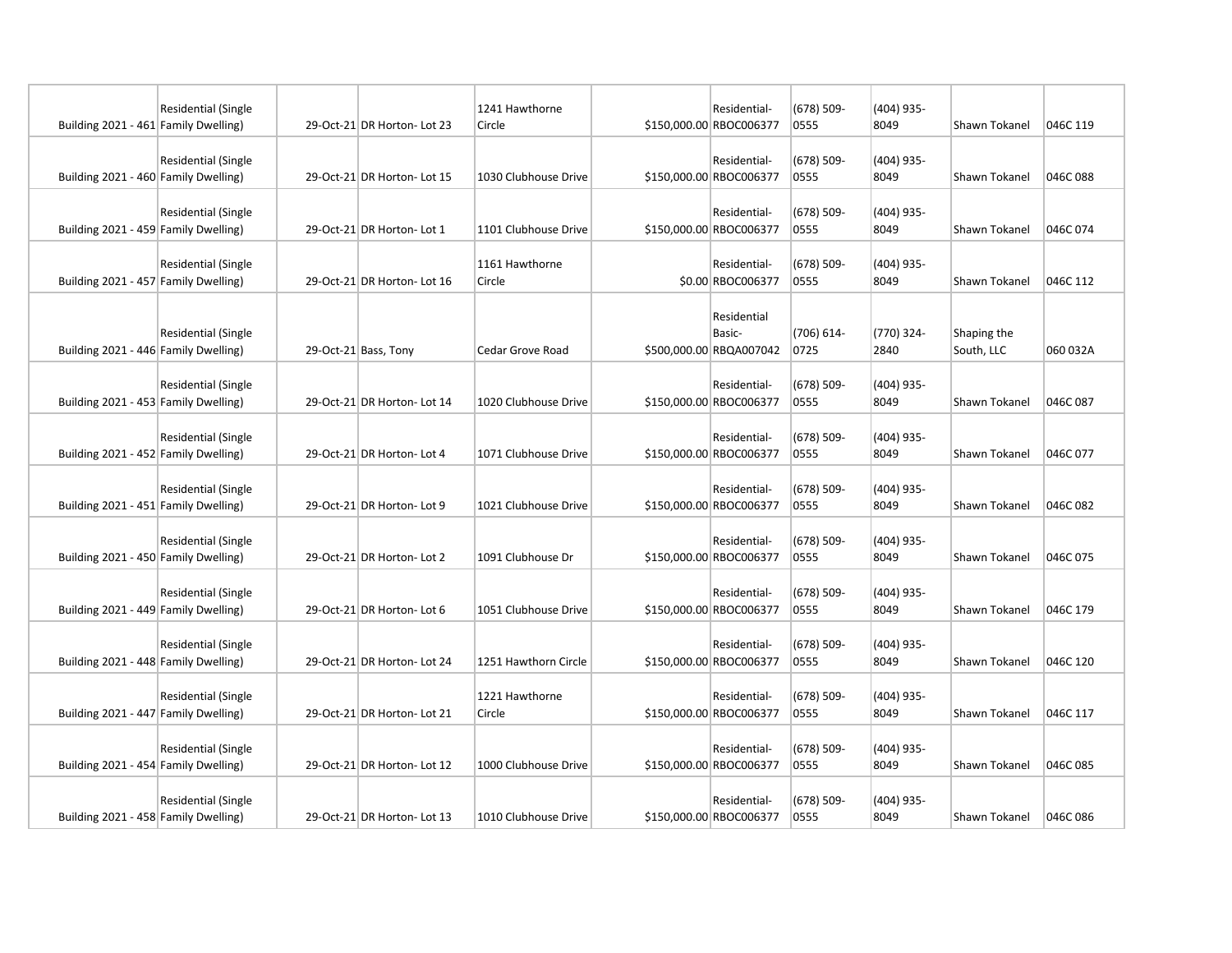| | | | | | | | | | | |
|---|---|---|---|---|---|---|---|---|---|---|
| Building | 2021 - 461 | Residential (Single Family Dwelling) | 29-Oct-21 | DR Horton- Lot 23 | 1241 Hawthorne Circle | $150,000.00 | Residential- RBOC006377 | (678) 509-0555 | (404) 935-8049 | Shawn Tokanel | 046C 119 |
| Building | 2021 - 460 | Residential (Single Family Dwelling) | 29-Oct-21 | DR Horton- Lot 15 | 1030 Clubhouse Drive | $150,000.00 | Residential- RBOC006377 | (678) 509-0555 | (404) 935-8049 | Shawn Tokanel | 046C 088 |
| Building | 2021 - 459 | Residential (Single Family Dwelling) | 29-Oct-21 | DR Horton- Lot 1 | 1101 Clubhouse Drive | $150,000.00 | Residential- RBOC006377 | (678) 509-0555 | (404) 935-8049 | Shawn Tokanel | 046C 074 |
| Building | 2021 - 457 | Residential (Single Family Dwelling) | 29-Oct-21 | DR Horton- Lot 16 | 1161 Hawthorne Circle | $0.00 | Residential- RBOC006377 | (678) 509-0555 | (404) 935-8049 | Shawn Tokanel | 046C 112 |
| Building | 2021 - 446 | Residential (Single Family Dwelling) | 29-Oct-21 | Bass, Tony | Cedar Grove Road | $500,000.00 | Residential Basic- RBQA007042 | (706) 614-0725 | (770) 324-2840 | Shaping the South, LLC | 060 032A |
| Building | 2021 - 453 | Residential (Single Family Dwelling) | 29-Oct-21 | DR Horton- Lot 14 | 1020 Clubhouse Drive | $150,000.00 | Residential- RBOC006377 | (678) 509-0555 | (404) 935-8049 | Shawn Tokanel | 046C 087 |
| Building | 2021 - 452 | Residential (Single Family Dwelling) | 29-Oct-21 | DR Horton- Lot 4 | 1071 Clubhouse Drive | $150,000.00 | Residential- RBOC006377 | (678) 509-0555 | (404) 935-8049 | Shawn Tokanel | 046C 077 |
| Building | 2021 - 451 | Residential (Single Family Dwelling) | 29-Oct-21 | DR Horton- Lot 9 | 1021 Clubhouse Drive | $150,000.00 | Residential- RBOC006377 | (678) 509-0555 | (404) 935-8049 | Shawn Tokanel | 046C 082 |
| Building | 2021 - 450 | Residential (Single Family Dwelling) | 29-Oct-21 | DR Horton- Lot 2 | 1091 Clubhouse Dr | $150,000.00 | Residential- RBOC006377 | (678) 509-0555 | (404) 935-8049 | Shawn Tokanel | 046C 075 |
| Building | 2021 - 449 | Residential (Single Family Dwelling) | 29-Oct-21 | DR Horton- Lot 6 | 1051 Clubhouse Drive | $150,000.00 | Residential- RBOC006377 | (678) 509-0555 | (404) 935-8049 | Shawn Tokanel | 046C 179 |
| Building | 2021 - 448 | Residential (Single Family Dwelling) | 29-Oct-21 | DR Horton- Lot 24 | 1251 Hawthorn Circle | $150,000.00 | Residential- RBOC006377 | (678) 509-0555 | (404) 935-8049 | Shawn Tokanel | 046C 120 |
| Building | 2021 - 447 | Residential (Single Family Dwelling) | 29-Oct-21 | DR Horton- Lot 21 | 1221 Hawthorne Circle | $150,000.00 | Residential- RBOC006377 | (678) 509-0555 | (404) 935-8049 | Shawn Tokanel | 046C 117 |
| Building | 2021 - 454 | Residential (Single Family Dwelling) | 29-Oct-21 | DR Horton- Lot 12 | 1000 Clubhouse Drive | $150,000.00 | Residential- RBOC006377 | (678) 509-0555 | (404) 935-8049 | Shawn Tokanel | 046C 085 |
| Building | 2021 - 458 | Residential (Single Family Dwelling) | 29-Oct-21 | DR Horton- Lot 13 | 1010 Clubhouse Drive | $150,000.00 | Residential- RBOC006377 | (678) 509-0555 | (404) 935-8049 | Shawn Tokanel | 046C 086 |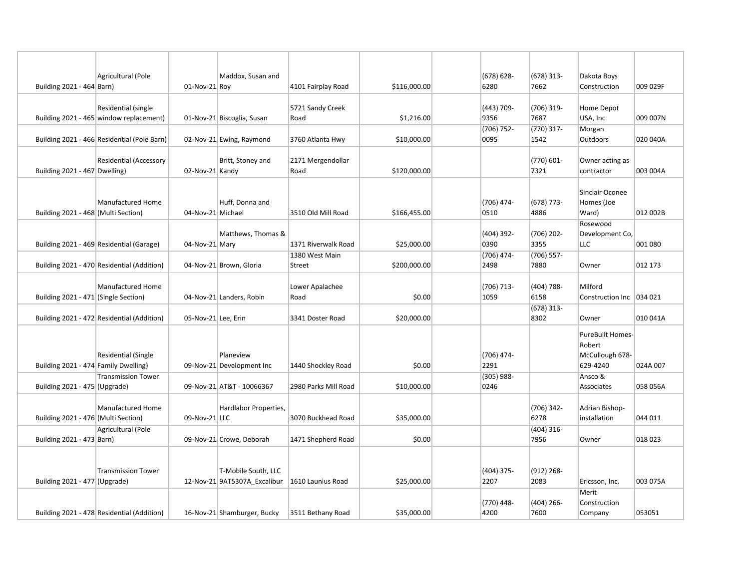| | | | | | | | | | | |
|---|---|---|---|---|---|---|---|---|---|---|
| Building 2021 - 464 | Agricultural (Pole Barn) | 01-Nov-21 | Maddox, Susan and Roy | 4101 Fairplay Road | $116,000.00 | | (678) 628-6280 | (678) 313-7662 | Dakota Boys Construction | 009 029F |
| Building 2021 - 465 | Residential (single window replacement) | 01-Nov-21 | Biscoglia, Susan | 5721 Sandy Creek Road | $1,216.00 | | (443) 709-9356 | (706) 319-7687 | Home Depot USA, Inc | 009 007N |
| Building 2021 - 466 | Residential (Pole Barn) | 02-Nov-21 | Ewing, Raymond | 3760 Atlanta Hwy | $10,000.00 | | (706) 752-0095 | (770) 317-1542 | Morgan Outdoors | 020 040A |
| Building 2021 - 467 | Residential (Accessory Dwelling) | 02-Nov-21 | Britt, Stoney and Kandy | 2171 Mergendollar Road | $120,000.00 | | | (770) 601-7321 | Owner acting as contractor | 003 004A |
| Building 2021 - 468 | Manufactured Home (Multi Section) | 04-Nov-21 | Huff, Donna and Michael | 3510 Old Mill Road | $166,455.00 | | (706) 474-0510 | (678) 773-4886 | Sinclair Oconee Homes (Joe Ward) | 012 002B |
| Building 2021 - 469 | Residential (Garage) | 04-Nov-21 | Matthews, Thomas & Mary | 1371 Riverwalk Road | $25,000.00 | | (404) 392-0390 | (706) 202-3355 | Rosewood Development Co, LLC | 001 080 |
| Building 2021 - 470 | Residential (Addition) | 04-Nov-21 | Brown, Gloria | 1380 West Main Street | $200,000.00 | | (706) 474-2498 | (706) 557-7880 | Owner | 012 173 |
| Building 2021 - 471 | Manufactured Home (Single Section) | 04-Nov-21 | Landers, Robin | Lower Apalachee Road | $0.00 | | (706) 713-1059 | (404) 788-6158 | Milford Construction Inc | 034 021 |
| Building 2021 - 472 | Residential (Addition) | 05-Nov-21 | Lee, Erin | 3341 Doster Road | $20,000.00 | | | (678) 313-8302 | Owner | 010 041A |
| Building 2021 - 474 | Residential (Single Family Dwelling) | 09-Nov-21 | Planeview Development Inc | 1440 Shockley Road | $0.00 | | (706) 474-2291 | | PureBuilt Homes-Robert McCullough 678-629-4240 | 024A 007 |
| Building 2021 - 475 | Transmission Tower (Upgrade) | 09-Nov-21 | AT&T - 10066367 | 2980 Parks Mill Road | $10,000.00 | | (305) 988-0246 | | Ansco & Associates | 058 056A |
| Building 2021 - 476 | Manufactured Home (Multi Section) | 09-Nov-21 | Hardlabor Properties, LLC | 3070 Buckhead Road | $35,000.00 | | | (706) 342-6278 | Adrian Bishop-installation | 044 011 |
| Building 2021 - 473 | Agricultural (Pole Barn) | 09-Nov-21 | Crowe, Deborah | 1471 Shepherd Road | $0.00 | | | (404) 316-7956 | Owner | 018 023 |
| Building 2021 - 477 | Transmission Tower (Upgrade) | 12-Nov-21 | T-Mobile South, LLC 9AT5307A_Excalibur | 1610 Launius Road | $25,000.00 | | (404) 375-2207 | (912) 268-2083 | Ericsson, Inc. | 003 075A |
| Building 2021 - 478 | Residential (Addition) | 16-Nov-21 | Shamburger, Bucky | 3511 Bethany Road | $35,000.00 | | (770) 448-4200 | (404) 266-7600 | Merit Construction Company | 053051 |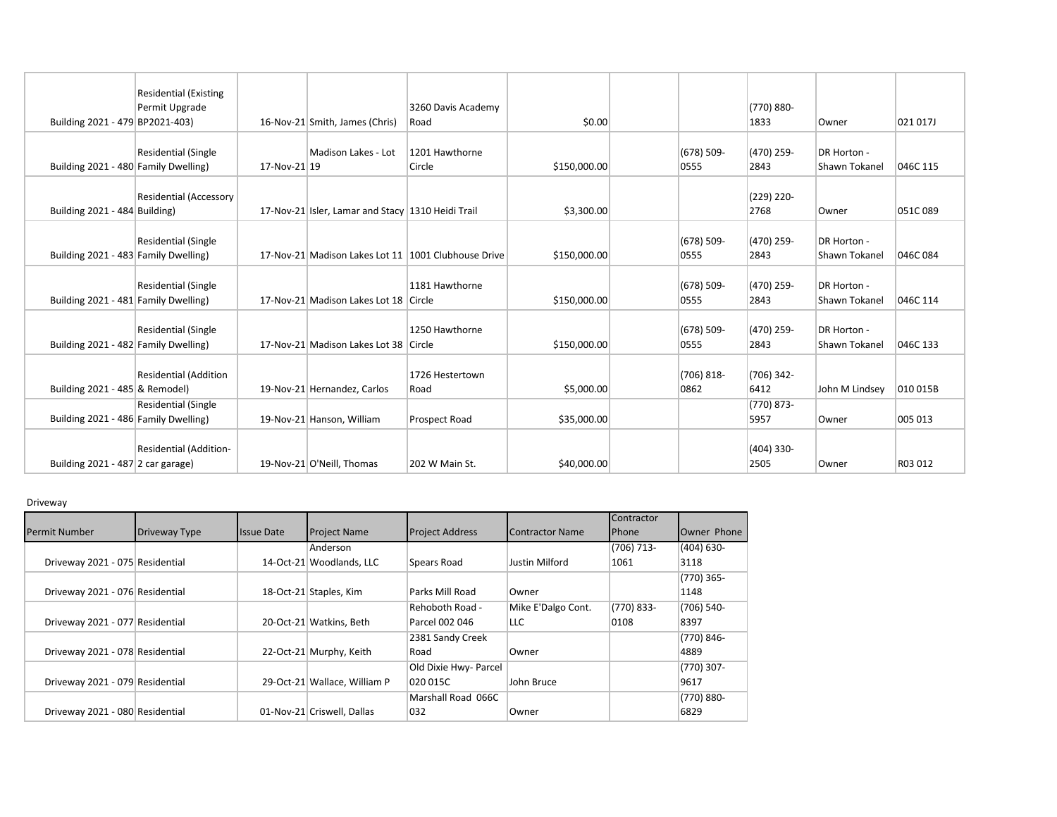| | | | | | | | | | | |
|---|---|---|---|---|---|---|---|---|---|---|
| Building 2021 - 479 | Residential (Existing Permit Upgrade BP2021-403) | 16-Nov-21 | Smith, James (Chris) | 3260 Davis Academy Road | $0.00 | | | (770) 880-1833 | Owner | 021 017J |
| Building 2021 - 480 | Residential (Single Family Dwelling) | 17-Nov-21 | Madison Lakes - Lot 19 | 1201 Hawthorne Circle | $150,000.00 | | (678) 509-0555 | (470) 259-2843 | DR Horton - Shawn Tokanel | 046C 115 |
| Building 2021 - 484 | Residential (Accessory Building) | 17-Nov-21 | Isler, Lamar and Stacy | 1310 Heidi Trail | $3,300.00 | | | (229) 220-2768 | Owner | 051C 089 |
| Building 2021 - 483 | Residential (Single Family Dwelling) | 17-Nov-21 | Madison Lakes Lot 11 | 1001 Clubhouse Drive | $150,000.00 | | (678) 509-0555 | (470) 259-2843 | DR Horton - Shawn Tokanel | 046C 084 |
| Building 2021 - 481 | Residential (Single Family Dwelling) | 17-Nov-21 | Madison Lakes Lot 18 | 1181 Hawthorne Circle | $150,000.00 | | (678) 509-0555 | (470) 259-2843 | DR Horton - Shawn Tokanel | 046C 114 |
| Building 2021 - 482 | Residential (Single Family Dwelling) | 17-Nov-21 | Madison Lakes Lot 38 | 1250 Hawthorne Circle | $150,000.00 | | (678) 509-0555 | (470) 259-2843 | DR Horton - Shawn Tokanel | 046C 133 |
| Building 2021 - 485 | Residential (Addition & Remodel) | 19-Nov-21 | Hernandez, Carlos | 1726 Hestertown Road | $5,000.00 | | (706) 818-0862 | (706) 342-6412 | John M Lindsey | 010 015B |
| Building 2021 - 486 | Residential (Single Family Dwelling) | 19-Nov-21 | Hanson, William | Prospect Road | $35,000.00 | | | (770) 873-5957 | Owner | 005 013 |
| Building 2021 - 487 | Residential (Addition-2 car garage) | 19-Nov-21 | O'Neill, Thomas | 202 W Main St. | $40,000.00 | | | (404) 330-2505 | Owner | R03 012 |

Driveway

| Permit Number | Driveway Type | Issue Date | Project Name | Project Address | Contractor Name | Contractor Phone | Owner Phone |
|---|---|---|---|---|---|---|---|
| Driveway 2021 - 075 | Residential | 14-Oct-21 | Anderson Woodlands, LLC | Spears Road | Justin Milford | (706) 713-1061 | (404) 630-3118 |
| Driveway 2021 - 076 | Residential | 18-Oct-21 | Staples, Kim | Parks Mill Road | Owner | | (770) 365-1148 |
| Driveway 2021 - 077 | Residential | 20-Oct-21 | Watkins, Beth | Rehoboth Road - Parcel 002 046 | Mike E'Dalgo Cont. LLC | (770) 833-0108 | (706) 540-8397 |
| Driveway 2021 - 078 | Residential | 22-Oct-21 | Murphy, Keith | 2381 Sandy Creek Road | Owner | | (770) 846-4889 |
| Driveway 2021 - 079 | Residential | 29-Oct-21 | Wallace, William P | Old Dixie Hwy- Parcel 020 015C | John Bruce | | (770) 307-9617 |
| Driveway 2021 - 080 | Residential | 01-Nov-21 | Criswell, Dallas | Marshall Road 066C 032 | Owner | | (770) 880-6829 |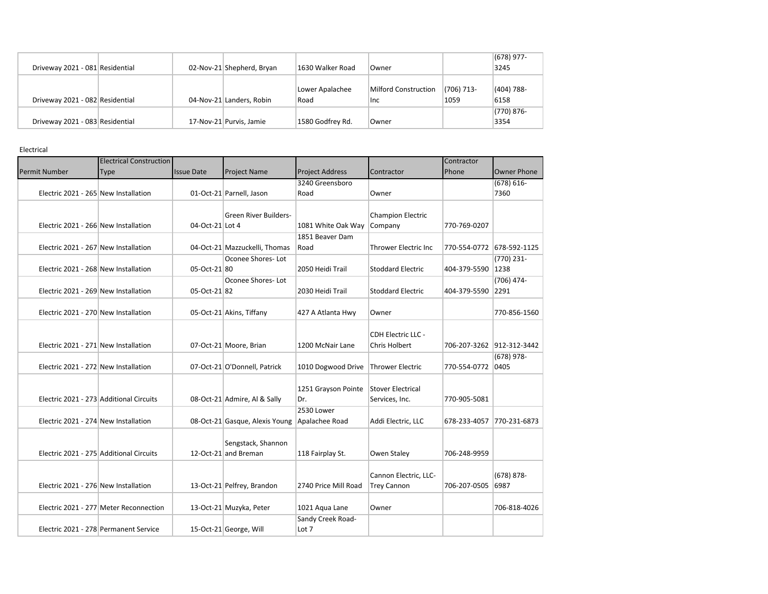| | | | | | | | |
|---|---|---|---|---|---|---|---|
| Driveway 2021 - 081 | Residential | 02-Nov-21 | Shepherd, Bryan | 1630 Walker Road | Owner | | (678) 977-3245 |
| Driveway 2021 - 082 | Residential | 04-Nov-21 | Landers, Robin | Lower Apalachee Road | Milford Construction Inc | (706) 713-1059 | (404) 788-6158 |
| Driveway 2021 - 083 | Residential | 17-Nov-21 | Purvis, Jamie | 1580 Godfrey Rd. | Owner | | (770) 876-3354 |

Electrical

| Permit Number | Electrical Construction Type | Issue Date | Project Name | Project Address | Contractor | Contractor Phone | Owner Phone |
|---|---|---|---|---|---|---|---|
| Electric 2021 - 265 | New Installation | 01-Oct-21 | Parnell, Jason | 3240 Greensboro Road | Owner | | (678) 616-7360 |
| Electric 2021 - 266 | New Installation | 04-Oct-21 | Green River Builders- Lot 4 | 1081 White Oak Way | Champion Electric Company | 770-769-0207 | |
| Electric 2021 - 267 | New Installation | 04-Oct-21 | Mazzuckelli, Thomas | 1851 Beaver Dam Road | Thrower Electric Inc | 770-554-0772 | 678-592-1125 |
| Electric 2021 - 268 | New Installation | 05-Oct-21 | Oconee Shores- Lot 80 | 2050 Heidi Trail | Stoddard Electric | 404-379-5590 | (770) 231-1238 |
| Electric 2021 - 269 | New Installation | 05-Oct-21 | Oconee Shores- Lot 82 | 2030 Heidi Trail | Stoddard Electric | 404-379-5590 | (706) 474-2291 |
| Electric 2021 - 270 | New Installation | 05-Oct-21 | Akins, Tiffany | 427 A Atlanta Hwy | Owner | | 770-856-1560 |
| Electric 2021 - 271 | New Installation | 07-Oct-21 | Moore, Brian | 1200 McNair Lane | CDH Electric LLC - Chris Holbert | 706-207-3262 | 912-312-3442 |
| Electric 2021 - 272 | New Installation | 07-Oct-21 | O'Donnell, Patrick | 1010 Dogwood Drive | Thrower Electric | 770-554-0772 | (678) 978-0405 |
| Electric 2021 - 273 | Additional Circuits | 08-Oct-21 | Admire, Al & Sally | 1251 Grayson Pointe Dr. | Stover Electrical Services, Inc. | 770-905-5081 | |
| Electric 2021 - 274 | New Installation | 08-Oct-21 | Gasque, Alexis Young | 2530 Lower Apalachee Road | Addi Electric, LLC | 678-233-4057 | 770-231-6873 |
| Electric 2021 - 275 | Additional Circuits | 12-Oct-21 | Sengstack, Shannon and Breman | 118 Fairplay St. | Owen Staley | 706-248-9959 | |
| Electric 2021 - 276 | New Installation | 13-Oct-21 | Pelfrey, Brandon | 2740 Price Mill Road | Cannon Electric, LLC- Trey Cannon | 706-207-0505 | (678) 878-6987 |
| Electric 2021 - 277 | Meter Reconnection | 13-Oct-21 | Muzyka, Peter | 1021 Aqua Lane | Owner | | 706-818-4026 |
| Electric 2021 - 278 | Permanent Service | 15-Oct-21 | George, Will | Sandy Creek Road- Lot 7 | | | |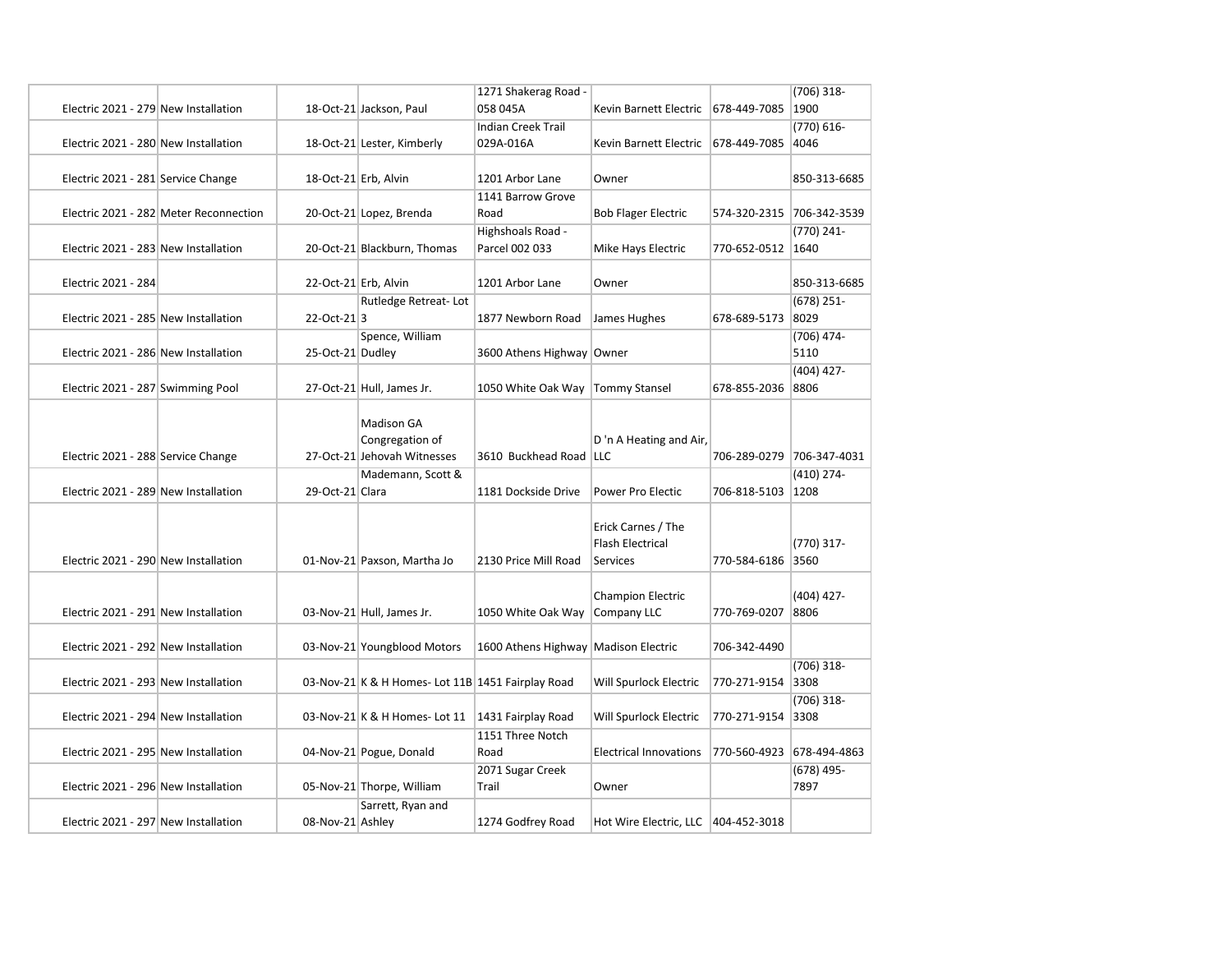| | | | | | | | |
|---|---|---|---|---|---|---|---|
| Electric 2021 - 279 | New Installation | 18-Oct-21 | Jackson, Paul | 1271 Shakerag Road - 058 045A | Kevin Barnett Electric | 678-449-7085 | (706) 318-1900 |
| Electric 2021 - 280 | New Installation | 18-Oct-21 | Lester, Kimberly | Indian Creek Trail 029A-016A | Kevin Barnett Electric | 678-449-7085 | (770) 616-4046 |
| Electric 2021 - 281 | Service Change | 18-Oct-21 | Erb, Alvin | 1201 Arbor Lane | Owner | | 850-313-6685 |
| Electric 2021 - 282 | Meter Reconnection | 20-Oct-21 | Lopez, Brenda | 1141 Barrow Grove Road | Bob Flager Electric | 574-320-2315 | 706-342-3539 |
| Electric 2021 - 283 | New Installation | 20-Oct-21 | Blackburn, Thomas | Highshoals Road - Parcel 002 033 | Mike Hays Electric | 770-652-0512 | (770) 241-1640 |
| Electric 2021 - 284 | | 22-Oct-21 | Erb, Alvin | 1201 Arbor Lane | Owner | | 850-313-6685 |
| Electric 2021 - 285 | New Installation | 22-Oct-21 | Rutledge Retreat- Lot 3 | 1877 Newborn Road | James Hughes | 678-689-5173 | (678) 251-8029 |
| Electric 2021 - 286 | New Installation | 25-Oct-21 | Spence, William Dudley | 3600 Athens Highway | Owner | | (706) 474-5110 |
| Electric 2021 - 287 | Swimming Pool | 27-Oct-21 | Hull, James Jr. | 1050 White Oak Way | Tommy Stansel | 678-855-2036 | (404) 427-8806 |
| Electric 2021 - 288 | Service Change | 27-Oct-21 | Madison GA Congregation of Jehovah Witnesses | 3610 Buckhead Road | D 'n A Heating and Air, LLC | 706-289-0279 | 706-347-4031 |
| Electric 2021 - 289 | New Installation | 29-Oct-21 | Mademann, Scott & Clara | 1181 Dockside Drive | Power Pro Electic | 706-818-5103 | (410) 274-1208 |
| Electric 2021 - 290 | New Installation | 01-Nov-21 | Paxson, Martha Jo | 2130 Price Mill Road | Erick Carnes / The Flash Electrical Services | 770-584-6186 | (770) 317-3560 |
| Electric 2021 - 291 | New Installation | 03-Nov-21 | Hull, James Jr. | 1050 White Oak Way | Champion Electric Company LLC | 770-769-0207 | (404) 427-8806 |
| Electric 2021 - 292 | New Installation | 03-Nov-21 | Youngblood Motors | 1600 Athens Highway | Madison Electric | 706-342-4490 | |
| Electric 2021 - 293 | New Installation | 03-Nov-21 | K & H Homes- Lot 11B | 1451 Fairplay Road | Will Spurlock Electric | 770-271-9154 | (706) 318-3308 |
| Electric 2021 - 294 | New Installation | 03-Nov-21 | K & H Homes- Lot 11 | 1431 Fairplay Road | Will Spurlock Electric | 770-271-9154 | (706) 318-3308 |
| Electric 2021 - 295 | New Installation | 04-Nov-21 | Pogue, Donald | 1151 Three Notch Road | Electrical Innovations | 770-560-4923 | 678-494-4863 |
| Electric 2021 - 296 | New Installation | 05-Nov-21 | Thorpe, William | 2071 Sugar Creek Trail | Owner | | (678) 495-7897 |
| Electric 2021 - 297 | New Installation | 08-Nov-21 | Sarrett, Ryan and Ashley | 1274 Godfrey Road | Hot Wire Electric, LLC | 404-452-3018 | |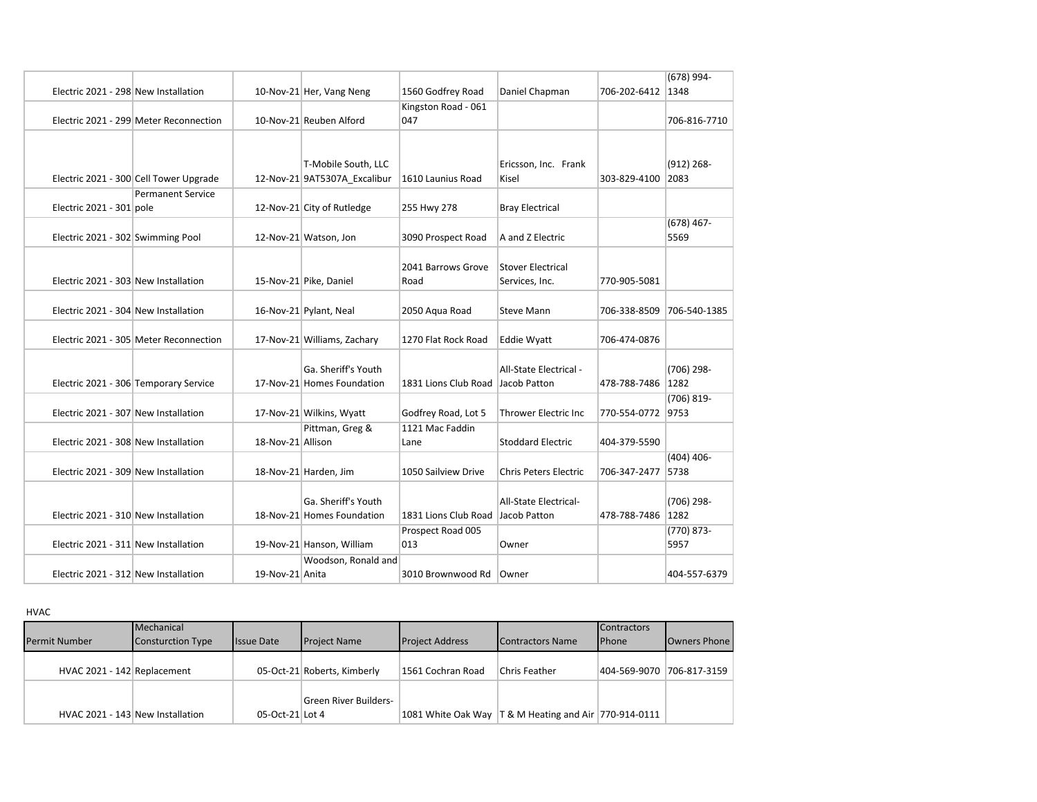| | | | | | | | |
|---|---|---|---|---|---|---|---|
| Electric 2021 - 298 | New Installation | 10-Nov-21 | Her, Vang Neng | 1560 Godfrey Road | Daniel Chapman | 706-202-6412 | (678) 994-1348 |
| Electric 2021 - 299 | Meter Reconnection | 10-Nov-21 | Reuben Alford | Kingston Road - 061 047 | | | 706-816-7710 |
| Electric 2021 - 300 | Cell Tower Upgrade | 12-Nov-21 | T-Mobile South, LLC 9AT5307A_Excalibur | 1610 Launius Road | Ericsson, Inc. Frank Kisel | 303-829-4100 | (912) 268-2083 |
| Electric 2021 - 301 | Permanent Service pole | 12-Nov-21 | City of Rutledge | 255 Hwy 278 | Bray Electrical | | |
| Electric 2021 - 302 | Swimming Pool | 12-Nov-21 | Watson, Jon | 3090 Prospect Road | A and Z Electric | | (678) 467-5569 |
| Electric 2021 - 303 | New Installation | 15-Nov-21 | Pike, Daniel | 2041 Barrows Grove Road | Stover Electrical Services, Inc. | 770-905-5081 | |
| Electric 2021 - 304 | New Installation | 16-Nov-21 | Pylant, Neal | 2050 Aqua Road | Steve Mann | 706-338-8509 | 706-540-1385 |
| Electric 2021 - 305 | Meter Reconnection | 17-Nov-21 | Williams, Zachary | 1270 Flat Rock Road | Eddie Wyatt | 706-474-0876 | |
| Electric 2021 - 306 | Temporary Service | 17-Nov-21 | Ga. Sheriff's Youth Homes Foundation | 1831 Lions Club Road | All-State Electrical - Jacob Patton | 478-788-7486 | (706) 298-1282 |
| Electric 2021 - 307 | New Installation | 17-Nov-21 | Wilkins, Wyatt | Godfrey Road, Lot 5 | Thrower Electric Inc | 770-554-0772 | (706) 819-9753 |
| Electric 2021 - 308 | New Installation | 18-Nov-21 | Pittman, Greg & Allison | 1121 Mac Faddin Lane | Stoddard Electric | 404-379-5590 | |
| Electric 2021 - 309 | New Installation | 18-Nov-21 | Harden, Jim | 1050 Sailview Drive | Chris Peters Electric | 706-347-2477 | (404) 406-5738 |
| Electric 2021 - 310 | New Installation | 18-Nov-21 | Ga. Sheriff's Youth Homes Foundation | 1831 Lions Club Road | All-State Electrical-Jacob Patton | 478-788-7486 | (706) 298-1282 |
| Electric 2021 - 311 | New Installation | 19-Nov-21 | Hanson, William | Prospect Road 005 013 | Owner | | (770) 873-5957 |
| Electric 2021 - 312 | New Installation | 19-Nov-21 | Woodson, Ronald and Anita | 3010 Brownwood Rd | Owner | | 404-557-6379 |

HVAC

| Permit Number | Mechanical Consturction Type | Issue Date | Project Name | Project Address | Contractors Name | Contractors Phone | Owners Phone |
|---|---|---|---|---|---|---|---|
| HVAC 2021 - 142 | Replacement | 05-Oct-21 | Roberts, Kimberly | 1561 Cochran Road | Chris Feather | 404-569-9070 | 706-817-3159 |
| HVAC 2021 - 143 | New Installation | 05-Oct-21 | Green River Builders-Lot 4 | 1081 White Oak Way | T & M Heating and Air | 770-914-0111 | |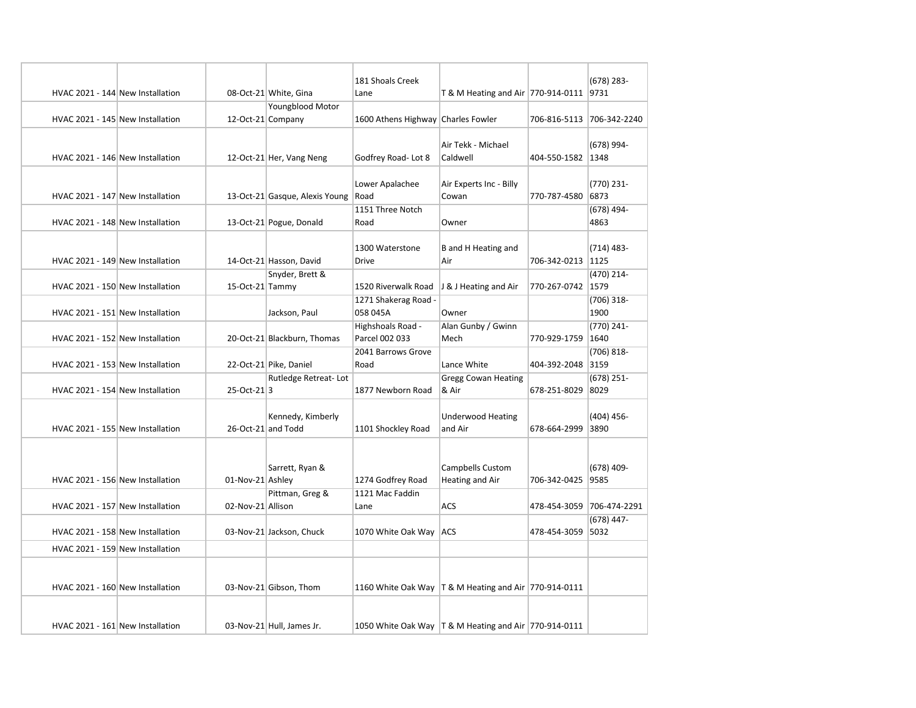| | | | | | | | |
|---|---|---|---|---|---|---|---|
| HVAC 2021 - 144 | New Installation | 08-Oct-21 | White, Gina | 181 Shoals Creek Lane | T & M Heating and Air | 770-914-0111 | (678) 283-9731 |
| HVAC 2021 - 145 | New Installation | 12-Oct-21 | Youngblood Motor Company | 1600 Athens Highway | Charles Fowler | 706-816-5113 | 706-342-2240 |
| HVAC 2021 - 146 | New Installation | 12-Oct-21 | Her, Vang Neng | Godfrey Road- Lot 8 | Air Tekk - Michael Caldwell | 404-550-1582 | (678) 994-1348 |
| HVAC 2021 - 147 | New Installation | 13-Oct-21 | Gasque, Alexis Young | Lower Apalachee Road | Air Experts Inc - Billy Cowan | 770-787-4580 | (770) 231-6873 |
| HVAC 2021 - 148 | New Installation | 13-Oct-21 | Pogue, Donald | 1151 Three Notch Road | Owner | | (678) 494-4863 |
| HVAC 2021 - 149 | New Installation | 14-Oct-21 | Hasson, David | 1300 Waterstone Drive | B and H Heating and Air | 706-342-0213 | (714) 483-1125 |
| HVAC 2021 - 150 | New Installation | 15-Oct-21 | Snyder, Brett & Tammy | 1520 Riverwalk Road | J & J Heating and Air | 770-267-0742 | (470) 214-1579 |
| HVAC 2021 - 151 | New Installation | | Jackson, Paul | 1271 Shakerag Road - 058 045A | Owner | | (706) 318-1900 |
| HVAC 2021 - 152 | New Installation | 20-Oct-21 | Blackburn, Thomas | Highshoals Road - Parcel 002 033 | Alan Gunby / Gwinn Mech | 770-929-1759 | (770) 241-1640 |
| HVAC 2021 - 153 | New Installation | 22-Oct-21 | Pike, Daniel | 2041 Barrows Grove Road | Lance White | 404-392-2048 | (706) 818-3159 |
| HVAC 2021 - 154 | New Installation | 25-Oct-21 | Rutledge Retreat- Lot 3 | 1877 Newborn Road | Gregg Cowan Heating & Air | 678-251-8029 | (678) 251-8029 |
| HVAC 2021 - 155 | New Installation | 26-Oct-21 | Kennedy, Kimberly and Todd | 1101 Shockley Road | Underwood Heating and Air | 678-664-2999 | (404) 456-3890 |
| HVAC 2021 - 156 | New Installation | 01-Nov-21 | Sarrett, Ryan & Ashley | 1274 Godfrey Road | Campbells Custom Heating and Air | 706-342-0425 | (678) 409-9585 |
| HVAC 2021 - 157 | New Installation | 02-Nov-21 | Pittman, Greg & Allison | 1121 Mac Faddin Lane | ACS | 478-454-3059 | 706-474-2291 |
| HVAC 2021 - 158 | New Installation | 03-Nov-21 | Jackson, Chuck | 1070 White Oak Way | ACS | 478-454-3059 | (678) 447-5032 |
| HVAC 2021 - 159 | New Installation | | | | | | |
| HVAC 2021 - 160 | New Installation | 03-Nov-21 | Gibson, Thom | 1160 White Oak Way | T & M Heating and Air | 770-914-0111 | |
| HVAC 2021 - 161 | New Installation | 03-Nov-21 | Hull, James Jr. | 1050 White Oak Way | T & M Heating and Air | 770-914-0111 | |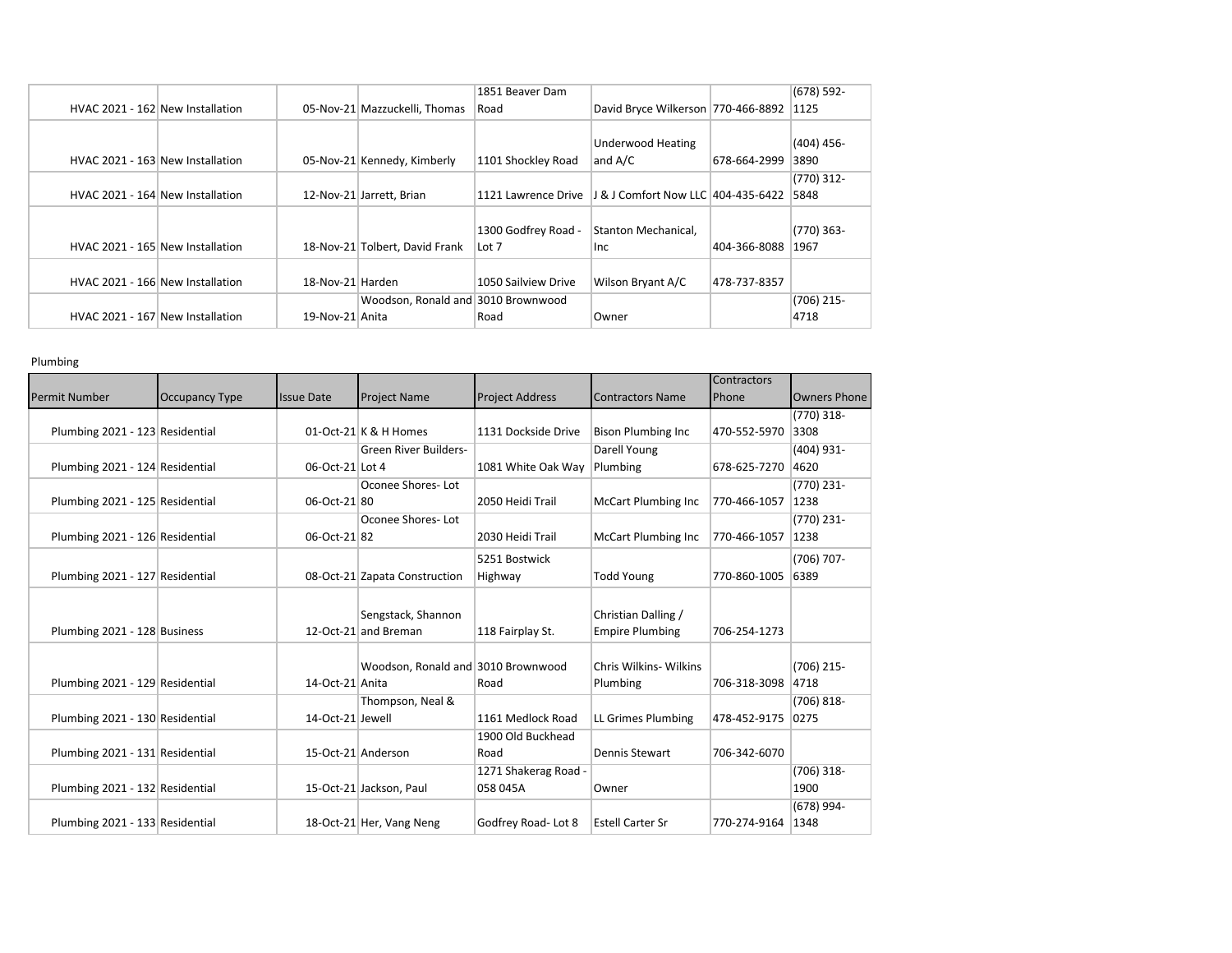| | | | | | | | |
|---|---|---|---|---|---|---|---|
| HVAC 2021 - 162 | New Installation | 05-Nov-21 | Mazzuckelli, Thomas | 1851 Beaver Dam Road | David Bryce Wilkerson | 770-466-8892 | (678) 592-1125 |
| HVAC 2021 - 163 | New Installation | 05-Nov-21 | Kennedy, Kimberly | 1101 Shockley Road | Underwood Heating and A/C | 678-664-2999 | (404) 456-3890 |
| HVAC 2021 - 164 | New Installation | 12-Nov-21 | Jarrett, Brian | 1121 Lawrence Drive | J & J Comfort Now LLC | 404-435-6422 | (770) 312-5848 |
| HVAC 2021 - 165 | New Installation | 18-Nov-21 | Tolbert, David Frank | 1300 Godfrey Road - Lot 7 | Stanton Mechanical, Inc | 404-366-8088 | (770) 363-1967 |
| HVAC 2021 - 166 | New Installation | 18-Nov-21 | Harden | 1050 Sailview Drive | Wilson Bryant A/C | 478-737-8357 | |
| HVAC 2021 - 167 | New Installation | 19-Nov-21 | Woodson, Ronald and Anita | 3010 Brownwood Road | Owner | | (706) 215-4718 |

Plumbing

| Permit Number | Occupancy Type | Issue Date | Project Name | Project Address | Contractors Name | Contractors Phone | Owners Phone |
|---|---|---|---|---|---|---|---|
| Plumbing 2021 - 123 | Residential | 01-Oct-21 | K & H Homes | 1131 Dockside Drive | Bison Plumbing Inc | 470-552-5970 | (770) 318-3308 |
| Plumbing 2021 - 124 | Residential | 06-Oct-21 | Green River Builders-Lot 4 | 1081 White Oak Way | Darell Young Plumbing | 678-625-7270 | (404) 931-4620 |
| Plumbing 2021 - 125 | Residential | 06-Oct-21 | Oconee Shores- Lot 80 | 2050 Heidi Trail | McCart Plumbing Inc | 770-466-1057 | (770) 231-1238 |
| Plumbing 2021 - 126 | Residential | 06-Oct-21 | Oconee Shores- Lot 82 | 2030 Heidi Trail | McCart Plumbing Inc | 770-466-1057 | (770) 231-1238 |
| Plumbing 2021 - 127 | Residential | 08-Oct-21 | Zapata Construction | 5251 Bostwick Highway | Todd Young | 770-860-1005 | (706) 707-6389 |
| Plumbing 2021 - 128 | Business | 12-Oct-21 | Sengstack, Shannon and Breman | 118 Fairplay St. | Christian Dalling / Empire Plumbing | 706-254-1273 | |
| Plumbing 2021 - 129 | Residential | 14-Oct-21 | Woodson, Ronald and Anita | 3010 Brownwood Road | Chris Wilkins- Wilkins Plumbing | 706-318-3098 | (706) 215-4718 |
| Plumbing 2021 - 130 | Residential | 14-Oct-21 | Thompson, Neal & Jewell | 1161 Medlock Road | LL Grimes Plumbing | 478-452-9175 | (706) 818-0275 |
| Plumbing 2021 - 131 | Residential | 15-Oct-21 | Anderson | 1900 Old Buckhead Road | Dennis Stewart | 706-342-6070 | |
| Plumbing 2021 - 132 | Residential | 15-Oct-21 | Jackson, Paul | 1271 Shakerag Road - 058 045A | Owner | | (706) 318-1900 |
| Plumbing 2021 - 133 | Residential | 18-Oct-21 | Her, Vang Neng | Godfrey Road- Lot 8 | Estell Carter Sr | 770-274-9164 | (678) 994-1348 |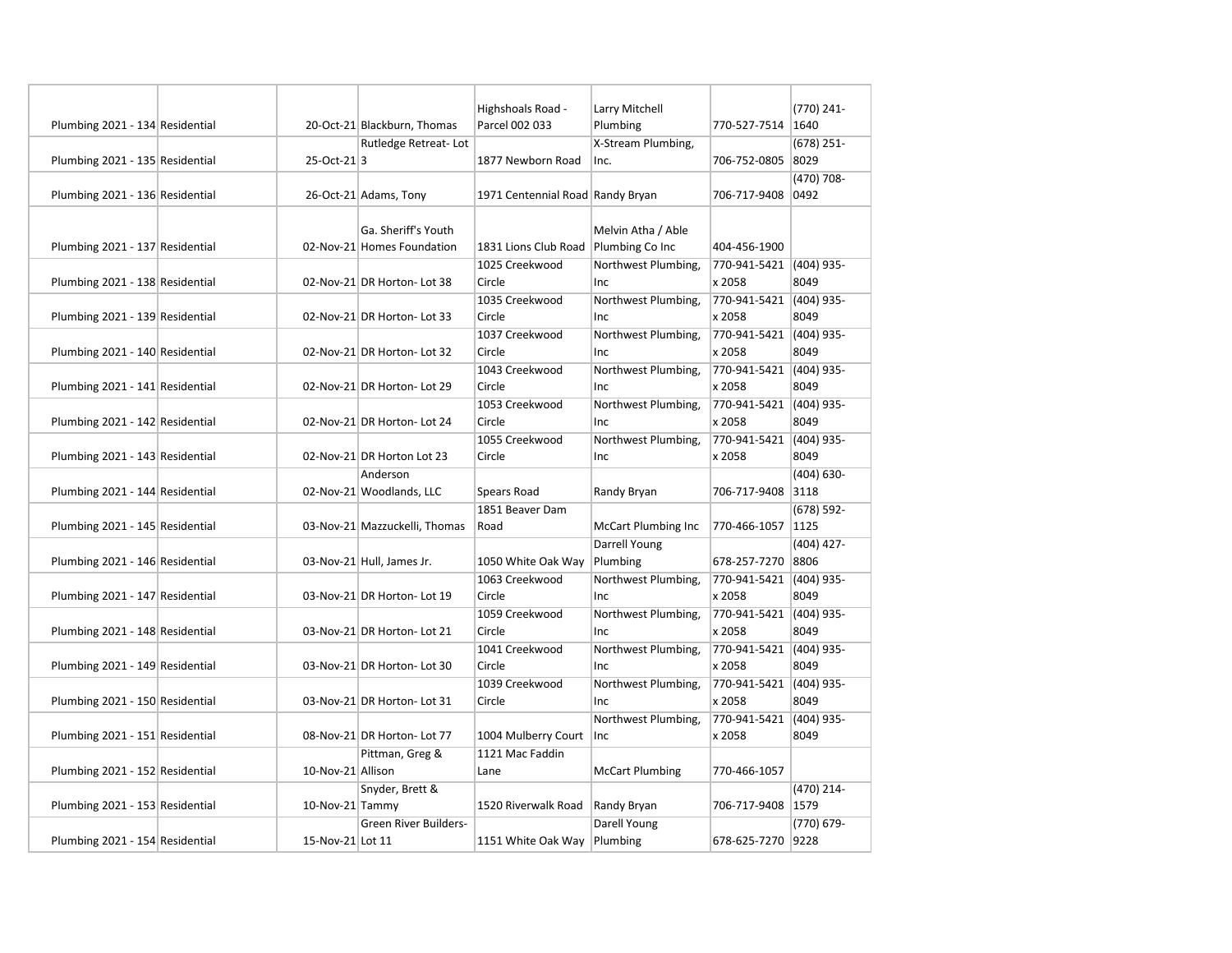| | | | | | | | |
|---|---|---|---|---|---|---|---|
| Plumbing 2021 - 134 | Residential | 20-Oct-21 | Blackburn, Thomas | Highshoals Road - Parcel 002 033 | Larry Mitchell Plumbing | 770-527-7514 | (770) 241-1640 |
| Plumbing 2021 - 135 | Residential | 25-Oct-21 | Rutledge Retreat- Lot 3 | 1877 Newborn Road | X-Stream Plumbing, Inc. | 706-752-0805 | (678) 251-8029 |
| Plumbing 2021 - 136 | Residential | 26-Oct-21 | Adams, Tony | 1971 Centennial Road | Randy Bryan | 706-717-9408 | (470) 708-0492 |
| Plumbing 2021 - 137 | Residential | 02-Nov-21 | Ga. Sheriff's Youth Homes Foundation | 1831 Lions Club Road | Melvin Atha / Able Plumbing Co Inc | 404-456-1900 | |
| Plumbing 2021 - 138 | Residential | 02-Nov-21 | DR Horton- Lot 38 | 1025 Creekwood Circle | Northwest Plumbing, Inc | 770-941-5421 x 2058 | (404) 935-8049 |
| Plumbing 2021 - 139 | Residential | 02-Nov-21 | DR Horton- Lot 33 | 1035 Creekwood Circle | Northwest Plumbing, Inc | 770-941-5421 x 2058 | (404) 935-8049 |
| Plumbing 2021 - 140 | Residential | 02-Nov-21 | DR Horton- Lot 32 | 1037 Creekwood Circle | Northwest Plumbing, Inc | 770-941-5421 x 2058 | (404) 935-8049 |
| Plumbing 2021 - 141 | Residential | 02-Nov-21 | DR Horton- Lot 29 | 1043 Creekwood Circle | Northwest Plumbing, Inc | 770-941-5421 x 2058 | (404) 935-8049 |
| Plumbing 2021 - 142 | Residential | 02-Nov-21 | DR Horton- Lot 24 | 1053 Creekwood Circle | Northwest Plumbing, Inc | 770-941-5421 x 2058 | (404) 935-8049 |
| Plumbing 2021 - 143 | Residential | 02-Nov-21 | DR Horton Lot 23 | 1055 Creekwood Circle | Northwest Plumbing, Inc | 770-941-5421 x 2058 | (404) 935-8049 |
| Plumbing 2021 - 144 | Residential | 02-Nov-21 | Anderson Woodlands, LLC | Spears Road | Randy Bryan | 706-717-9408 | (404) 630-3118 |
| Plumbing 2021 - 145 | Residential | 03-Nov-21 | Mazzuckelli, Thomas | 1851 Beaver Dam Road | McCart Plumbing Inc | 770-466-1057 | (678) 592-1125 |
| Plumbing 2021 - 146 | Residential | 03-Nov-21 | Hull, James Jr. | 1050 White Oak Way | Darrell Young Plumbing | 678-257-7270 | (404) 427-8806 |
| Plumbing 2021 - 147 | Residential | 03-Nov-21 | DR Horton- Lot 19 | 1063 Creekwood Circle | Northwest Plumbing, Inc | 770-941-5421 x 2058 | (404) 935-8049 |
| Plumbing 2021 - 148 | Residential | 03-Nov-21 | DR Horton- Lot 21 | 1059 Creekwood Circle | Northwest Plumbing, Inc | 770-941-5421 x 2058 | (404) 935-8049 |
| Plumbing 2021 - 149 | Residential | 03-Nov-21 | DR Horton- Lot 30 | 1041 Creekwood Circle | Northwest Plumbing, Inc | 770-941-5421 x 2058 | (404) 935-8049 |
| Plumbing 2021 - 150 | Residential | 03-Nov-21 | DR Horton- Lot 31 | 1039 Creekwood Circle | Northwest Plumbing, Inc | 770-941-5421 x 2058 | (404) 935-8049 |
| Plumbing 2021 - 151 | Residential | 08-Nov-21 | DR Horton- Lot 77 | 1004 Mulberry Court | Northwest Plumbing, Inc | 770-941-5421 x 2058 | (404) 935-8049 |
| Plumbing 2021 - 152 | Residential | 10-Nov-21 | Pittman, Greg & Allison | 1121 Mac Faddin Lane | McCart Plumbing | 770-466-1057 | |
| Plumbing 2021 - 153 | Residential | 10-Nov-21 | Snyder, Brett & Tammy | 1520 Riverwalk Road | Randy Bryan | 706-717-9408 | (470) 214-1579 |
| Plumbing 2021 - 154 | Residential | 15-Nov-21 | Green River Builders- Lot 11 | 1151 White Oak Way | Darell Young Plumbing | 678-625-7270 | (770) 679-9228 |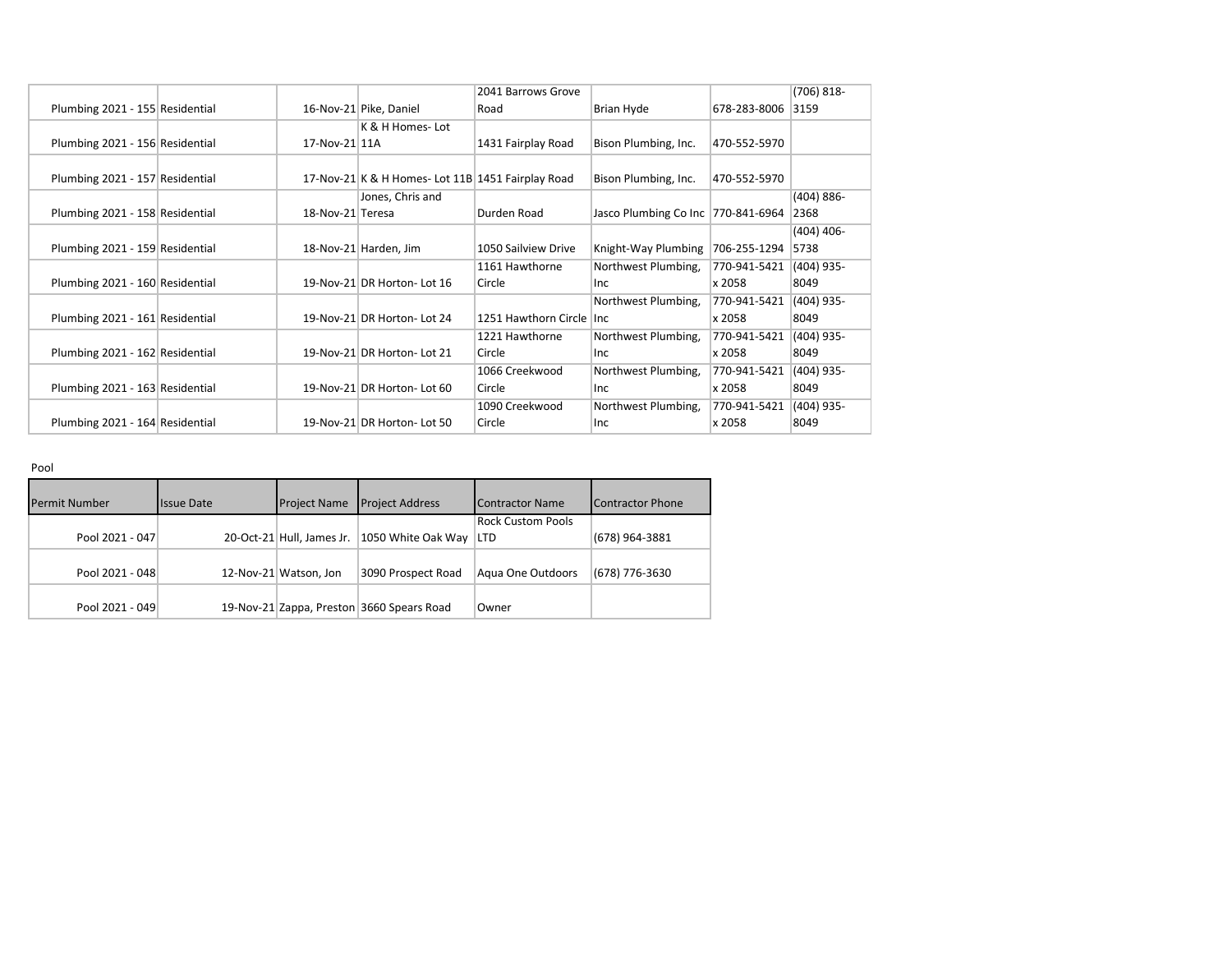| | | | | | | | |
|---|---|---|---|---|---|---|---|
| Plumbing 2021 - 155 | Residential | 16-Nov-21 | Pike, Daniel | 2041 Barrows Grove Road | Brian Hyde | 678-283-8006 | (706) 818-3159 |
| Plumbing 2021 - 156 | Residential | 17-Nov-21 | K & H Homes- Lot 11A | 1431 Fairplay Road | Bison Plumbing, Inc. | 470-552-5970 | |
| Plumbing 2021 - 157 | Residential | 17-Nov-21 | K & H Homes- Lot 11B | 1451 Fairplay Road | Bison Plumbing, Inc. | 470-552-5970 | |
| Plumbing 2021 - 158 | Residential | 18-Nov-21 | Jones, Chris and Teresa | Durden Road | Jasco Plumbing Co Inc | 770-841-6964 | (404) 886-2368 |
| Plumbing 2021 - 159 | Residential | 18-Nov-21 | Harden, Jim | 1050 Sailview Drive | Knight-Way Plumbing | 706-255-1294 | (404) 406-5738 |
| Plumbing 2021 - 160 | Residential | 19-Nov-21 | DR Horton- Lot 16 | 1161 Hawthorne Circle | Northwest Plumbing, Inc | 770-941-5421 x 2058 | (404) 935-8049 |
| Plumbing 2021 - 161 | Residential | 19-Nov-21 | DR Horton- Lot 24 | 1251 Hawthorn Circle | Northwest Plumbing, Inc | 770-941-5421 x 2058 | (404) 935-8049 |
| Plumbing 2021 - 162 | Residential | 19-Nov-21 | DR Horton- Lot 21 | 1221 Hawthorne Circle | Northwest Plumbing, Inc | 770-941-5421 x 2058 | (404) 935-8049 |
| Plumbing 2021 - 163 | Residential | 19-Nov-21 | DR Horton- Lot 60 | 1066 Creekwood Circle | Northwest Plumbing, Inc | 770-941-5421 x 2058 | (404) 935-8049 |
| Plumbing 2021 - 164 | Residential | 19-Nov-21 | DR Horton- Lot 50 | 1090 Creekwood Circle | Northwest Plumbing, Inc | 770-941-5421 x 2058 | (404) 935-8049 |

Pool

| Permit Number | Issue Date | Project Name | Project Address | Contractor Name | Contractor Phone |
|---|---|---|---|---|---|
| Pool 2021 - 047 | 20-Oct-21 | Hull, James Jr. | 1050 White Oak Way | Rock Custom Pools LTD | (678) 964-3881 |
| Pool 2021 - 048 | 12-Nov-21 | Watson, Jon | 3090 Prospect Road | Aqua One Outdoors | (678) 776-3630 |
| Pool 2021 - 049 | 19-Nov-21 | Zappa, Preston | 3660 Spears Road | Owner | |